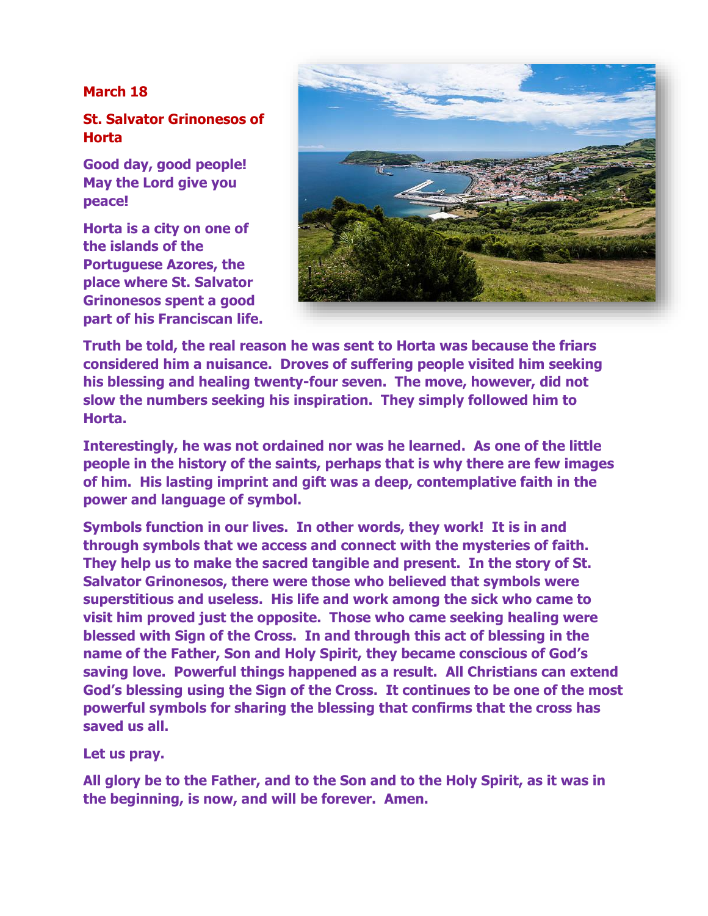**March 18**

**St. Salvator Grinonesos of Horta**

**Good day, good people! May the Lord give you peace!**

**Horta is a city on one of the islands of the Portuguese Azores, the place where St. Salvator Grinonesos spent a good part of his Franciscan life.**

**Truth be told, the real reason he was sent to Horta was because the friars considered him a nuisance. Droves of suffering people visited him seeking his blessing and healing twenty-four seven. The move, however, did not slow the numbers seeking his inspiration. They simply followed him to Horta.**

**Interestingly, he was not ordained nor was he learned. As one of the little people in the history of the saints, perhaps that is why there are few images of him. His lasting imprint and gift was a deep, contemplative faith in the power and language of symbol.**

**Symbols function in our lives. In other words, they work! It is in and through symbols that we access and connect with the mysteries of faith. They help us to make the sacred tangible and present. In the story of St. Salvator Grinonesos, there were those who believed that symbols were superstitious and useless. His life and work among the sick who came to visit him proved just the opposite. Those who came seeking healing were blessed with Sign of the Cross. In and through this act of blessing in the name of the Father, Son and Holy Spirit, they became conscious of God's saving love. Powerful things happened as a result. All Christians can extend God's blessing using the Sign of the Cross. It continues to be one of the most powerful symbols for sharing the blessing that confirms that the cross has saved us all.**

**Let us pray.**

**All glory be to the Father, and to the Son and to the Holy Spirit, as it was in the beginning, is now, and will be forever. Amen.**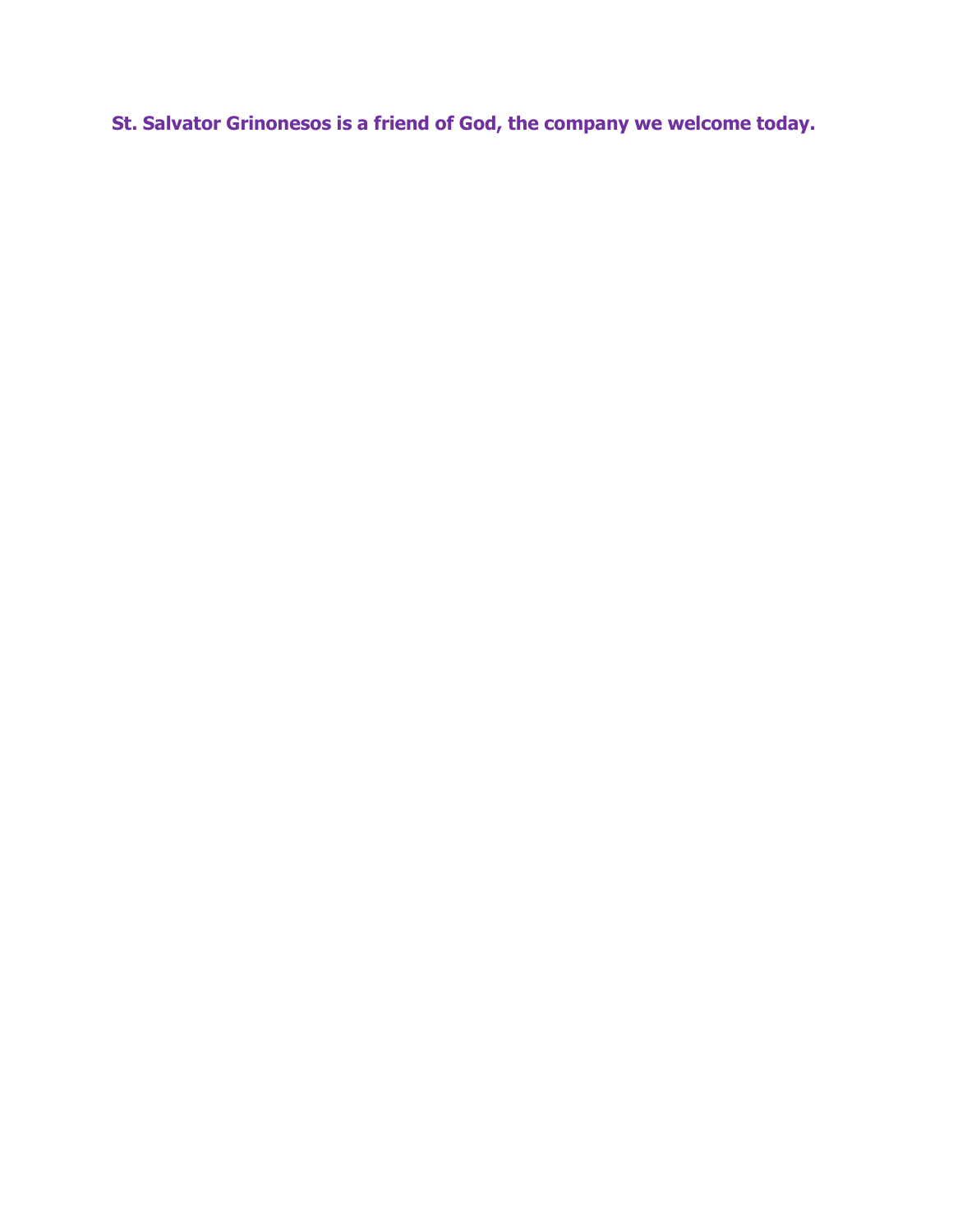**St. Salvator Grinonesos is a friend of God, the company we welcome today.**